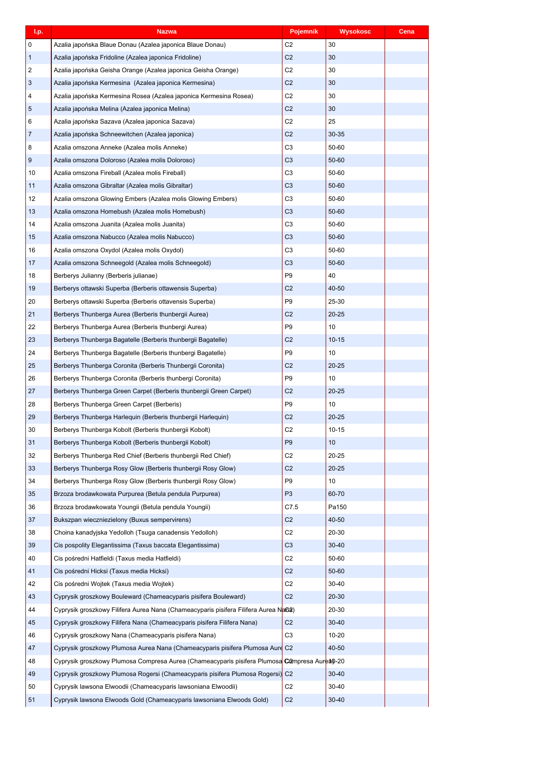| l.p. | Nazwa | Pojemnik | Wysokosc | Cena |
|---|---|---|---|---|
| 0 | Azalia japońska Blaue Donau (Azalea japonica Blaue Donau) | C2 | 30 | |
| 1 | Azalia japońska Fridoline (Azalea japonica Fridoline) | C2 | 30 | |
| 2 | Azalia japońska Geisha Orange (Azalea japonica Geisha Orange) | C2 | 30 | |
| 3 | Azalia japońska Kermesina (Azalea japonica Kermesina) | C2 | 30 | |
| 4 | Azalia japońska Kermesina Rosea (Azalea japonica Kermesina Rosea) | C2 | 30 | |
| 5 | Azalia japońska Melina (Azalea japonica Melina) | C2 | 30 | |
| 6 | Azalia japońska Sazava (Azalea japonica Sazava) | C2 | 25 | |
| 7 | Azalia japońska Schneewitchen (Azalea japonica) | C2 | 30-35 | |
| 8 | Azalia omszona Anneke (Azalea molis Anneke) | C3 | 50-60 | |
| 9 | Azalia omszona Doloroso (Azalea molis Doloroso) | C3 | 50-60 | |
| 10 | Azalia omszona Fireball (Azalea molis Fireball) | C3 | 50-60 | |
| 11 | Azalia omszona Gibraltar (Azalea molis Gibraltar) | C3 | 50-60 | |
| 12 | Azalia omszona Glowing Embers (Azalea molis Glowing Embers) | C3 | 50-60 | |
| 13 | Azalia omszona Homebush (Azalea molis Homebush) | C3 | 50-60 | |
| 14 | Azalia omszona Juanita (Azalea molis Juanita) | C3 | 50-60 | |
| 15 | Azalia omszona Nabucco (Azalea molis Nabucco) | C3 | 50-60 | |
| 16 | Azalia omszona Oxydol (Azalea molis Oxydol) | C3 | 50-60 | |
| 17 | Azalia omszona Schneegold (Azalea molis Schneegold) | C3 | 50-60 | |
| 18 | Berberys Julianny (Berberis julianae) | P9 | 40 | |
| 19 | Berberys ottawski Superba (Berberis ottawensis Superba) | C2 | 40-50 | |
| 20 | Berberys ottawski Superba (Berberis ottavensis Superba) | P9 | 25-30 | |
| 21 | Berberys Thunberga Aurea (Berberis thunbergii Aurea) | C2 | 20-25 | |
| 22 | Berberys Thunberga Aurea (Berberis thunbergi Aurea) | P9 | 10 | |
| 23 | Berberys Thunberga Bagatelle (Berberis thunbergii Bagatelle) | C2 | 10-15 | |
| 24 | Berberys Thunberga Bagatelle (Berberis thunbergi Bagatelle) | P9 | 10 | |
| 25 | Berberys Thunberga Coronita (Berberis Thunbergii Coronita) | C2 | 20-25 | |
| 26 | Berberys Thunberga Coronita (Berberis thunbergi Coronita) | P9 | 10 | |
| 27 | Berberys Thunberga Green Carpet (Berberis thunbergii Green Carpet) | C2 | 20-25 | |
| 28 | Berberys Thunberga Green Carpet (Berberis) | P9 | 10 | |
| 29 | Berberys Thunberga Harlequin (Berberis thunbergii Harlequin) | C2 | 20-25 | |
| 30 | Berberys Thunberga Kobolt (Berberis thunbergii Kobolt) | C2 | 10-15 | |
| 31 | Berberys Thunberga Kobolt (Berberis thunbergii Kobolt) | P9 | 10 | |
| 32 | Berberys Thunberga Red Chief (Berberis thunbergii Red Chief) | C2 | 20-25 | |
| 33 | Berberys Thunberga Rosy Glow (Berberis thunbergii Rosy Glow) | C2 | 20-25 | |
| 34 | Berberys Thunberga Rosy Glow (Berberis thunbergii Rosy Glow) | P9 | 10 | |
| 35 | Brzoza brodawkowata Purpurea (Betula pendula Purpurea) | P3 | 60-70 | |
| 36 | Brzoza brodawkowata Youngii (Betula pendula Youngii) | C7.5 | Pa150 | |
| 37 | Bukszpan wieczniezielony (Buxus sempervirens) | C2 | 40-50 | |
| 38 | Choina kanadyjska Yedolloh (Tsuga canadensis Yedolloh) | C2 | 20-30 | |
| 39 | Cis pospolity Elegantissima (Taxus baccata Elegantissima) | C3 | 30-40 | |
| 40 | Cis pośredni Hatfieldi (Taxus media Hatfieldi) | C2 | 50-60 | |
| 41 | Cis pośredni Hicksi (Taxus media Hicksi) | C2 | 50-60 | |
| 42 | Cis pośredni Wojtek (Taxus media Wojtek) | C2 | 30-40 | |
| 43 | Cyprysik groszkowy Bouleward (Chameacyparis pisifera Bouleward) | C2 | 20-30 | |
| 44 | Cyprysik groszkowy Filifera Aurea Nana (Chameacyparis pisifera Filifera Aurea Nana) | C2 | 20-30 | |
| 45 | Cyprysik groszkowy Filifera Nana (Chameacyparis pisifera Filifera Nana) | C2 | 30-40 | |
| 46 | Cyprysik groszkowy Nana (Chameacyparis pisifera Nana) | C3 | 10-20 | |
| 47 | Cyprysik groszkowy Plumosa Aurea Nana (Chameacyparis pisifera Plumosa Aure | C2 | 40-50 | |
| 48 | Cyprysik groszkowy Plumosa Compresa Aurea (Chameacyparis pisifera Plumosa Compresa Aurea) | C2 | 10-20 | |
| 49 | Cyprysik groszkowy Plumosa Rogersi (Chameacyparis pisifera Plumosa Rogersi) | C2 | 30-40 | |
| 50 | Cyprysik lawsona Elwoodii (Chameacyparis lawsoniana Elwoodii) | C2 | 30-40 | |
| 51 | Cyprysik lawsona Elwoods Gold (Chameacyparis lawsoniana Elwoods Gold) | C2 | 30-40 | |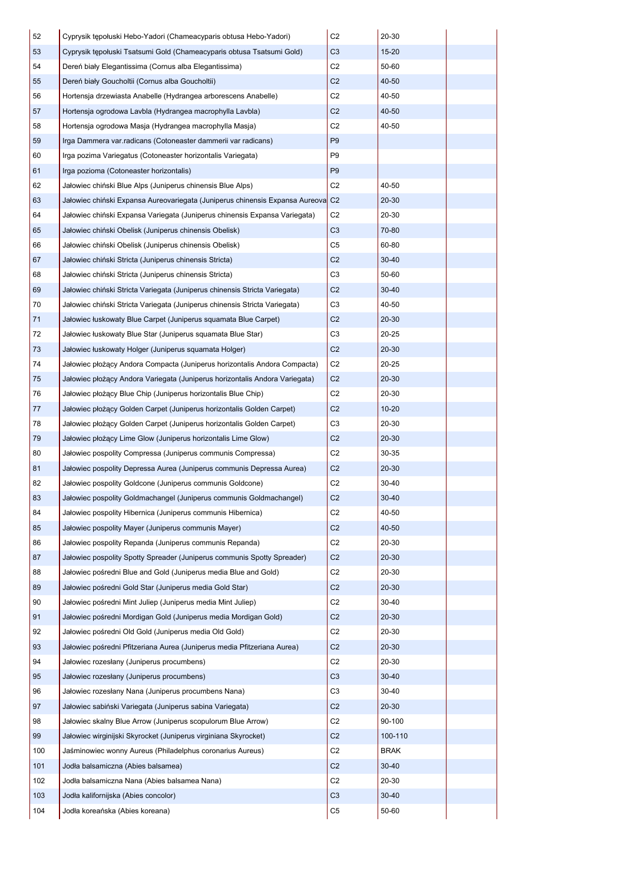| | | | | |
|---|---|---|---|---|
| 52 | Cyprysik tępołuski Hebo-Yadori (Chameacyparis obtusa Hebo-Yadori) | C2 | 20-30 | |
| 53 | Cyprysik tępołuski Tsatsumi Gold (Chameacyparis obtusa Tsatsumi Gold) | C3 | 15-20 | |
| 54 | Dereń biały Elegantissima (Cornus alba Elegantissima) | C2 | 50-60 | |
| 55 | Dereń biały Goucholtii (Cornus alba Goucholtii) | C2 | 40-50 | |
| 56 | Hortensja drzewiasta Anabelle (Hydrangea arborescens Anabelle) | C2 | 40-50 | |
| 57 | Hortensja ogrodowa Lavbla (Hydrangea macrophylla Lavbla) | C2 | 40-50 | |
| 58 | Hortensja ogrodowa Masja (Hydrangea macrophylla Masja) | C2 | 40-50 | |
| 59 | Irga Dammera var.radicans (Cotoneaster dammerii var radicans) | P9 | | |
| 60 | Irga pozima Variegatus (Cotoneaster horizontalis Variegata) | P9 | | |
| 61 | Irga pozioma (Cotoneaster horizontalis) | P9 | | |
| 62 | Jałowiec chiński Blue Alps (Juniperus chinensis Blue Alps) | C2 | 40-50 | |
| 63 | Jałowiec chiński Expansa Aureovariegata (Juniperus chinensis Expansa Aureova | C2 | 20-30 | |
| 64 | Jałowiec chiński Expansa Variegata (Juniperus chinensis Expansa Variegata) | C2 | 20-30 | |
| 65 | Jałowiec chiński Obelisk (Juniperus chinensis Obelisk) | C3 | 70-80 | |
| 66 | Jałowiec chiński Obelisk (Juniperus chinensis Obelisk) | C5 | 60-80 | |
| 67 | Jałowiec chiński Stricta (Juniperus chinensis Stricta) | C2 | 30-40 | |
| 68 | Jałowiec chiński Stricta (Juniperus chinensis Stricta) | C3 | 50-60 | |
| 69 | Jałowiec chiński Stricta Variegata (Juniperus chinensis Stricta Variegata) | C2 | 30-40 | |
| 70 | Jałowiec chiński Stricta Variegata (Juniperus chinensis Stricta Variegata) | C3 | 40-50 | |
| 71 | Jałowiec łuskowaty Blue Carpet (Juniperus squamata Blue Carpet) | C2 | 20-30 | |
| 72 | Jałowiec łuskowaty Blue Star (Juniperus squamata Blue Star) | C3 | 20-25 | |
| 73 | Jałowiec łuskowaty Holger (Juniperus squamata Holger) | C2 | 20-30 | |
| 74 | Jałowiec płożący Andora Compacta (Juniperus horizontalis Andora Compacta) | C2 | 20-25 | |
| 75 | Jałowiec płożący Andora Variegata (Juniperus horizontalis Andora Variegata) | C2 | 20-30 | |
| 76 | Jałowiec płożący Blue Chip (Juniperus horizontalis Blue Chip) | C2 | 20-30 | |
| 77 | Jałowiec płożący Golden Carpet (Juniperus horizontalis Golden Carpet) | C2 | 10-20 | |
| 78 | Jałowiec płożący Golden Carpet (Juniperus horizontalis Golden Carpet) | C3 | 20-30 | |
| 79 | Jałowiec płożący Lime Glow (Juniperus horizontalis Lime Glow) | C2 | 20-30 | |
| 80 | Jałowiec pospolity Compressa (Juniperus communis Compressa) | C2 | 30-35 | |
| 81 | Jałowiec pospolity Depressa Aurea (Juniperus communis Depressa Aurea) | C2 | 20-30 | |
| 82 | Jałowiec pospolity Goldcone (Juniperus communis Goldcone) | C2 | 30-40 | |
| 83 | Jałowiec pospolity Goldmachangel (Juniperus communis Goldmachangel) | C2 | 30-40 | |
| 84 | Jałowiec pospolity Hibernica (Juniperus communis Hibernica) | C2 | 40-50 | |
| 85 | Jałowiec pospolity Mayer (Juniperus communis Mayer) | C2 | 40-50 | |
| 86 | Jałowiec pospolity Repanda (Juniperus communis Repanda) | C2 | 20-30 | |
| 87 | Jałowiec pospolity Spotty Spreader (Juniperus communis Spotty Spreader) | C2 | 20-30 | |
| 88 | Jałowiec pośredni Blue and Gold (Juniperus media Blue and Gold) | C2 | 20-30 | |
| 89 | Jałowiec pośredni Gold Star (Juniperus media Gold Star) | C2 | 20-30 | |
| 90 | Jałowiec pośredni Mint Juliep (Juniperus media Mint Juliep) | C2 | 30-40 | |
| 91 | Jałowiec pośredni Mordigan Gold (Juniperus media Mordigan Gold) | C2 | 20-30 | |
| 92 | Jałowiec pośredni Old Gold (Juniperus media Old Gold) | C2 | 20-30 | |
| 93 | Jałowiec pośredni Pfitzeriana Aurea (Juniperus media Pfitzeriana Aurea) | C2 | 20-30 | |
| 94 | Jałowiec rozesłany (Juniperus procumbens) | C2 | 20-30 | |
| 95 | Jałowiec rozesłany (Juniperus procumbens) | C3 | 30-40 | |
| 96 | Jałowiec rozesłany Nana (Juniperus procumbens Nana) | C3 | 30-40 | |
| 97 | Jałowiec sabiński Variegata (Juniperus sabina Variegata) | C2 | 20-30 | |
| 98 | Jałowiec skalny Blue Arrow (Juniperus scopulorum Blue Arrow) | C2 | 90-100 | |
| 99 | Jałowiec wirginijski Skyrocket (Juniperus virginiana Skyrocket) | C2 | 100-110 | |
| 100 | Jaśminowiec wonny Aureus (Philadelphus coronarius Aureus) | C2 | BRAK | |
| 101 | Jodła balsamiczna (Abies balsamea) | C2 | 30-40 | |
| 102 | Jodła balsamiczna Nana (Abies balsamea Nana) | C2 | 20-30 | |
| 103 | Jodła kalifornijska (Abies concolor) | C3 | 30-40 | |
| 104 | Jodła koreańska (Abies koreana) | C5 | 50-60 | |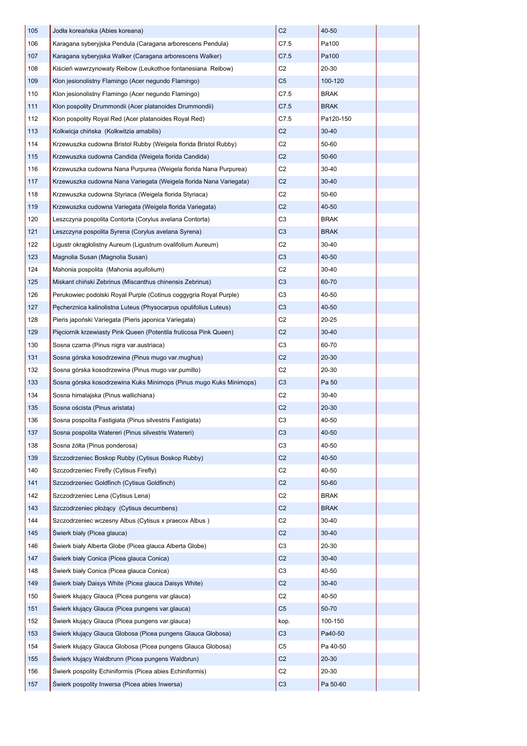| | | | | |
|---|---|---|---|---|
| 105 | Jodła koreańska (Abies koreana) | C2 | 40-50 | |
| 106 | Karagana syberyjska Pendula (Caragana arborescens Pendula) | C7.5 | Pa100 | |
| 107 | Karagana syberyjska Walker (Caragana arborescens Walker) | C7.5 | Pa100 | |
| 108 | Kiścień wawrzynowaty Reibow (Leukothoe fontanesiana Reibow) | C2 | 20-30 | |
| 109 | Klon jesionolistny Flamingo (Acer negundo Flamingo) | C5 | 100-120 | |
| 110 | Klon jesionolistny Flamingo (Acer negundo Flamingo) | C7.5 | BRAK | |
| 111 | Klon pospolity Drummondii (Acer platanoides Drummondii) | C7.5 | BRAK | |
| 112 | Klon pospolity Royal Red (Acer platanoides Royal Red) | C7.5 | Pa120-150 | |
| 113 | Kolkwicja chińska (Kolkwitzia amabilis) | C2 | 30-40 | |
| 114 | Krzewuszka cudowna Bristol Rubby (Weigela florida Bristol Rubby) | C2 | 50-60 | |
| 115 | Krzewuszka cudowna Candida (Weigela florida Candida) | C2 | 50-60 | |
| 116 | Krzewuszka cudowna Nana Purpurea (Weigela florida Nana Purpurea) | C2 | 30-40 | |
| 117 | Krzewuszka cudowna Nana Variegata (Weigela florida Nana Variegata) | C2 | 30-40 | |
| 118 | Krzewuszka cudowna Styriaca (Weigela florida Styriaca) | C2 | 50-60 | |
| 119 | Krzewuszka cudowna Variegata (Weigela florida Variegata) | C2 | 40-50 | |
| 120 | Leszczyna pospolita Contorta (Corylus avelana Contorta) | C3 | BRAK | |
| 121 | Leszczyna pospolita Syrena (Corylus avelana Syrena) | C3 | BRAK | |
| 122 | Ligustr okrągłolistny Aureum (Ligustrum ovalifolium Aureum) | C2 | 30-40 | |
| 123 | Magnolia Susan (Magnolia Susan) | C3 | 40-50 | |
| 124 | Mahonia pospolita (Mahonia aquifolium) | C2 | 30-40 | |
| 125 | Miskant chiński Zebrinus (Miscanthus chinensis Zebrinus) | C3 | 60-70 | |
| 126 | Perukowiec podolski Royal Purple (Cotinus coggygria Royal Purple) | C3 | 40-50 | |
| 127 | Pęcherznica kalinolistna Luteus (Physocarpus opulifolius Luteus) | C3 | 40-50 | |
| 128 | Pieris japoński Variegata (Pieris japonica Variegata) | C2 | 20-25 | |
| 129 | Pięciornik krzewiasty Pink Queen (Potentila fruticosa Pink Queen) | C2 | 30-40 | |
| 130 | Sosna czarna (Pinus nigra var.austriaca) | C3 | 60-70 | |
| 131 | Sosna górska kosodrzewina (Pinus mugo var.mughus) | C2 | 20-30 | |
| 132 | Sosna górska kosodrzewina (Pinus mugo var.pumillo) | C2 | 20-30 | |
| 133 | Sosna górska kosodrzewina Kuks Minimops (Pinus mugo Kuks Minimops) | C3 | Pa 50 | |
| 134 | Sosna himalajska (Pinus wallichiana) | C2 | 30-40 | |
| 135 | Sosna oścista (Pinus aristata) | C2 | 20-30 | |
| 136 | Sosna pospolita Fastigiata (Pinus silvestris Fastigiata) | C3 | 40-50 | |
| 137 | Sosna pospolita Watereri (Pinus silvestris Watereri) | C3 | 40-50 | |
| 138 | Sosna żółta (Pinus ponderosa) | C3 | 40-50 | |
| 139 | Szczodrzeniec Boskop Rubby (Cytisus Boskop Rubby) | C2 | 40-50 | |
| 140 | Szczodrzeniec Firefly (Cytisus Firefly) | C2 | 40-50 | |
| 141 | Szczodrzeniec Goldfinch (Cytisus Goldfinch) | C2 | 50-60 | |
| 142 | Szczodrzeniec Lena (Cytisus Lena) | C2 | BRAK | |
| 143 | Szczodrzeniec płożący (Cytisus decumbens) | C2 | BRAK | |
| 144 | Szczodrzeniec wczesny Albus (Cytisus x praecox Albus ) | C2 | 30-40 | |
| 145 | Świerk biały (Picea glauca) | C2 | 30-40 | |
| 146 | Świerk biały Alberta Globe (Picea glauca Alberta Globe) | C3 | 20-30 | |
| 147 | Świerk biały Conica (Picea glauca Conica) | C2 | 30-40 | |
| 148 | Świerk biały Conica (Picea glauca Conica) | C3 | 40-50 | |
| 149 | Świerk biały Daisys White (Picea glauca Daisys White) | C2 | 30-40 | |
| 150 | Świerk kłujący Glauca (Picea pungens var.glauca) | C2 | 40-50 | |
| 151 | Świerk kłujący Glauca (Picea pungens var.glauca) | C5 | 50-70 | |
| 152 | Świerk kłujący Glauca (Picea pungens var.glauca) | kop. | 100-150 | |
| 153 | Świerk kłujący Glauca Globosa (Picea pungens Glauca Globosa) | C3 | Pa40-50 | |
| 154 | Świerk kłujący Glauca Globosa (Picea pungens Glauca Globosa) | C5 | Pa 40-50 | |
| 155 | Świerk kłujący Waldbrunn (Picea pungens Waldbrun) | C2 | 20-30 | |
| 156 | Świerk pospolity Echiniformis (Picea abies Echiniformis) | C2 | 20-30 | |
| 157 | Świerk pospolity Inwersa (Picea abies Inwersa) | C3 | Pa 50-60 | |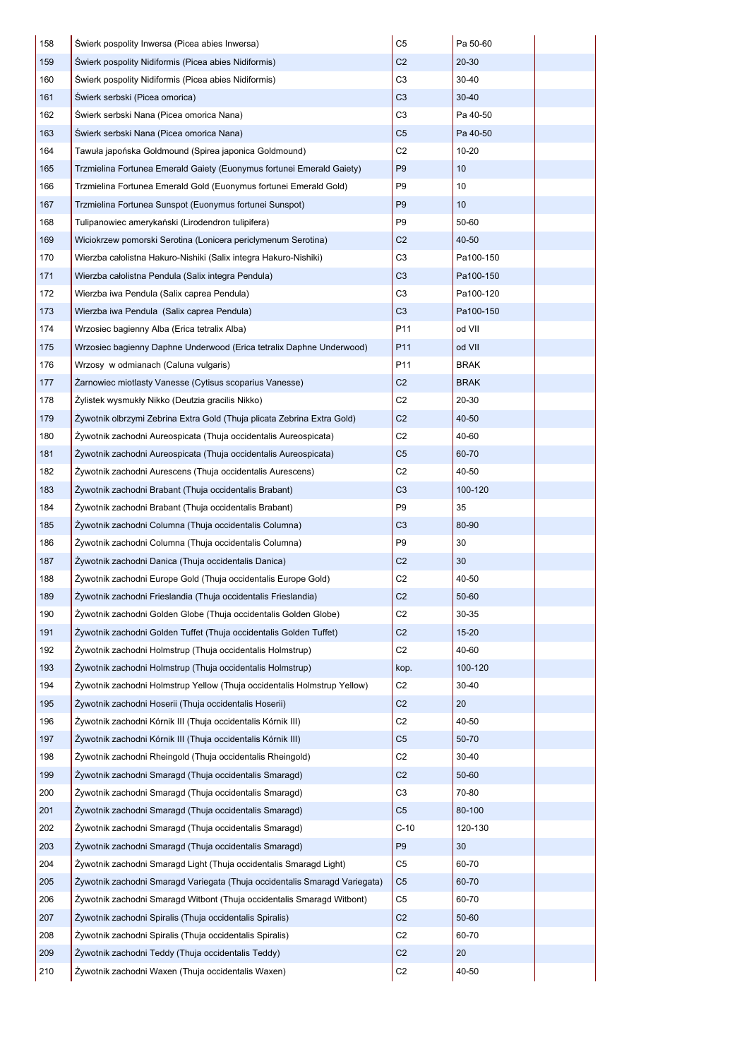| | | | | |
|---|---|---|---|---|
| 158 | Świerk pospolity Inwersa (Picea abies Inwersa) | C5 | Pa 50-60 | |
| 159 | Świerk pospolity Nidiformis (Picea abies Nidiformis) | C2 | 20-30 | |
| 160 | Świerk pospolity Nidiformis (Picea abies Nidiformis) | C3 | 30-40 | |
| 161 | Świerk serbski (Picea omorica) | C3 | 30-40 | |
| 162 | Świerk serbski Nana (Picea omorica Nana) | C3 | Pa 40-50 | |
| 163 | Świerk serbski Nana (Picea omorica Nana) | C5 | Pa 40-50 | |
| 164 | Tawuła japońska Goldmound (Spirea japonica Goldmound) | C2 | 10-20 | |
| 165 | Trzmielina Fortunea Emerald Gaiety (Euonymus fortunei Emerald Gaiety) | P9 | 10 | |
| 166 | Trzmielina Fortunea Emerald Gold (Euonymus fortunei Emerald Gold) | P9 | 10 | |
| 167 | Trzmielina Fortunea Sunspot (Euonymus fortunei Sunspot) | P9 | 10 | |
| 168 | Tulipanowiec amerykański (Lirodendron tulipifera) | P9 | 50-60 | |
| 169 | Wiciokrzew pomorski Serotina (Lonicera periclymenum Serotina) | C2 | 40-50 | |
| 170 | Wierzba całolistna Hakuro-Nishiki (Salix integra Hakuro-Nishiki) | C3 | Pa100-150 | |
| 171 | Wierzba całolistna Pendula (Salix integra Pendula) | C3 | Pa100-150 | |
| 172 | Wierzba iwa Pendula (Salix caprea Pendula) | C3 | Pa100-120 | |
| 173 | Wierzba iwa Pendula (Salix caprea Pendula) | C3 | Pa100-150 | |
| 174 | Wrzosiec bagienny Alba (Erica tetralix Alba) | P11 | od VII | |
| 175 | Wrzosiec bagienny Daphne Underwood (Erica tetralix Daphne Underwood) | P11 | od VII | |
| 176 | Wrzosy w odmianach (Caluna vulgaris) | P11 | BRAK | |
| 177 | Żarnowiec miotlasty Vanesse (Cytisus scoparius Vanesse) | C2 | BRAK | |
| 178 | Żylistek wysmukły Nikko (Deutzia gracilis Nikko) | C2 | 20-30 | |
| 179 | Żywotnik olbrzymi Zebrina Extra Gold (Thuja plicata Zebrina Extra Gold) | C2 | 40-50 | |
| 180 | Żywotnik zachodni Aureospicata (Thuja occidentalis Aureospicata) | C2 | 40-60 | |
| 181 | Żywotnik zachodni Aureospicata (Thuja occidentalis Aureospicata) | C5 | 60-70 | |
| 182 | Żywotnik zachodni Aurescens (Thuja occidentalis Aurescens) | C2 | 40-50 | |
| 183 | Żywotnik zachodni Brabant (Thuja occidentalis Brabant) | C3 | 100-120 | |
| 184 | Żywotnik zachodni Brabant (Thuja occidentalis Brabant) | P9 | 35 | |
| 185 | Żywotnik zachodni Columna (Thuja occidentalis Columna) | C3 | 80-90 | |
| 186 | Żywotnik zachodni Columna (Thuja occidentalis Columna) | P9 | 30 | |
| 187 | Żywotnik zachodni Danica (Thuja occidentalis Danica) | C2 | 30 | |
| 188 | Żywotnik zachodni Europe Gold (Thuja occidentalis Europe Gold) | C2 | 40-50 | |
| 189 | Żywotnik zachodni Frieslandia (Thuja occidentalis Frieslandia) | C2 | 50-60 | |
| 190 | Żywotnik zachodni Golden Globe (Thuja occidentalis Golden Globe) | C2 | 30-35 | |
| 191 | Żywotnik zachodni Golden Tuffet (Thuja occidentalis Golden Tuffet) | C2 | 15-20 | |
| 192 | Żywotnik zachodni Holmstrup (Thuja occidentalis Holmstrup) | C2 | 40-60 | |
| 193 | Żywotnik zachodni Holmstrup (Thuja occidentalis Holmstrup) | kop. | 100-120 | |
| 194 | Żywotnik zachodni Holmstrup Yellow (Thuja occidentalis Holmstrup Yellow) | C2 | 30-40 | |
| 195 | Żywotnik zachodni Hoserii (Thuja occidentalis Hoserii) | C2 | 20 | |
| 196 | Żywotnik zachodni Kórnik III (Thuja occidentalis Kórnik III) | C2 | 40-50 | |
| 197 | Żywotnik zachodni Kórnik III (Thuja occidentalis Kórnik III) | C5 | 50-70 | |
| 198 | Żywotnik zachodni Rheingold (Thuja occidentalis Rheingold) | C2 | 30-40 | |
| 199 | Żywotnik zachodni Smaragd (Thuja occidentalis Smaragd) | C2 | 50-60 | |
| 200 | Żywotnik zachodni Smaragd (Thuja occidentalis Smaragd) | C3 | 70-80 | |
| 201 | Żywotnik zachodni Smaragd (Thuja occidentalis Smaragd) | C5 | 80-100 | |
| 202 | Żywotnik zachodni Smaragd (Thuja occidentalis Smaragd) | C-10 | 120-130 | |
| 203 | Żywotnik zachodni Smaragd (Thuja occidentalis Smaragd) | P9 | 30 | |
| 204 | Żywotnik zachodni Smaragd Light (Thuja occidentalis Smaragd Light) | C5 | 60-70 | |
| 205 | Żywotnik zachodni Smaragd Variegata (Thuja occidentalis Smaragd Variegata) | C5 | 60-70 | |
| 206 | Żywotnik zachodni Smaragd Witbont (Thuja occidentalis Smaragd Witbont) | C5 | 60-70 | |
| 207 | Żywotnik zachodni Spiralis (Thuja occidentalis Spiralis) | C2 | 50-60 | |
| 208 | Żywotnik zachodni Spiralis (Thuja occidentalis Spiralis) | C2 | 60-70 | |
| 209 | Żywotnik zachodni Teddy (Thuja occidentalis Teddy) | C2 | 20 | |
| 210 | Żywotnik zachodni Waxen (Thuja occidentalis Waxen) | C2 | 40-50 | |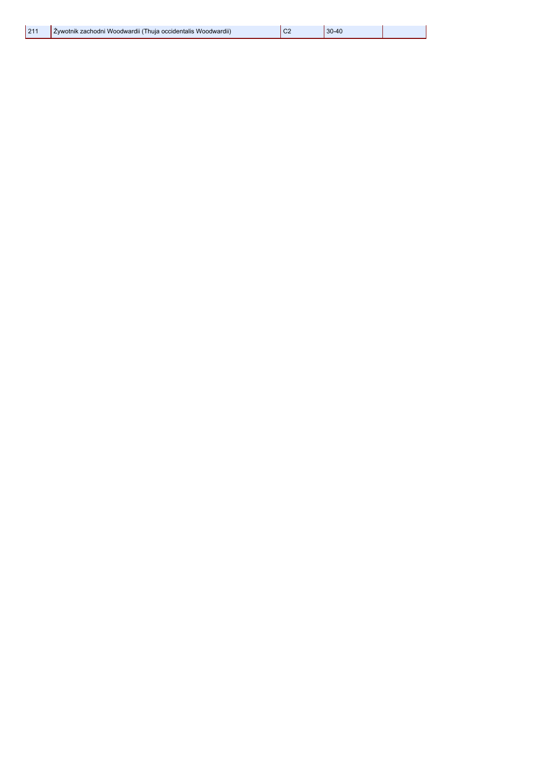| | | | | |
|---|---|---|---|---|
| 211 | Żywotnik zachodni Woodwardii (Thuja occidentalis Woodwardii) | C2 | 30-40 | |